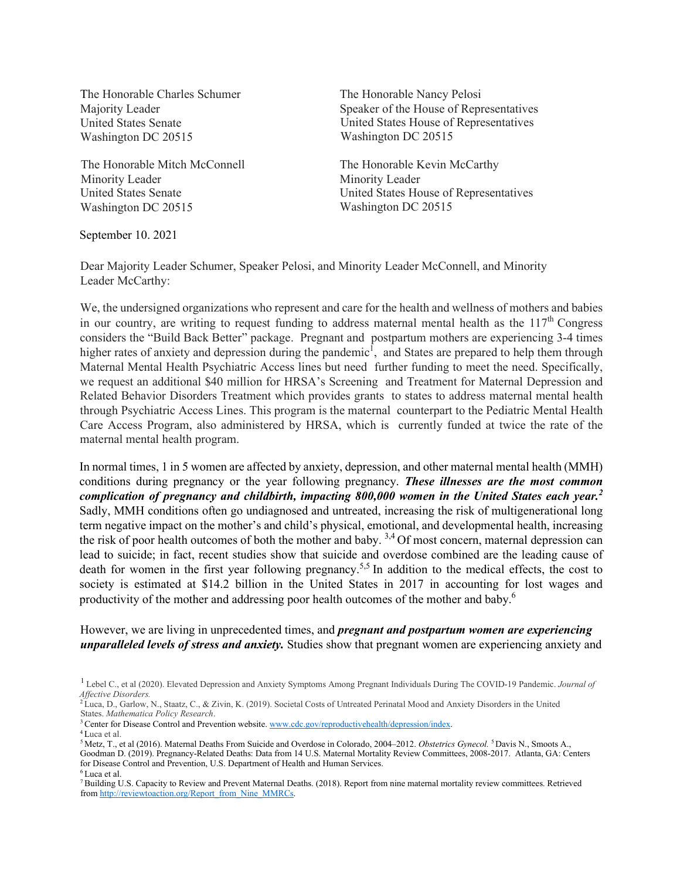The Honorable Charles Schumer
Majority Leader
United States Senate
Washington DC 20515

The Honorable Nancy Pelosi
Speaker of the House of Representatives
United States House of Representatives
Washington DC 20515

The Honorable Mitch McConnell
Minority Leader
United States Senate
Washington DC 20515

The Honorable Kevin McCarthy
Minority Leader
United States House of Representatives
Washington DC 20515

September 10. 2021

Dear Majority Leader Schumer, Speaker Pelosi, and Minority Leader McConnell, and Minority Leader McCarthy:

We, the undersigned organizations who represent and care for the health and wellness of mothers and babies in our country, are writing to request funding to address maternal mental health as the 117th Congress considers the "Build Back Better" package. Pregnant and postpartum mothers are experiencing 3-4 times higher rates of anxiety and depression during the pandemic[1], and States are prepared to help them through Maternal Mental Health Psychiatric Access lines but need further funding to meet the need. Specifically, we request an additional $40 million for HRSA's Screening and Treatment for Maternal Depression and Related Behavior Disorders Treatment which provides grants to states to address maternal mental health through Psychiatric Access Lines. This program is the maternal counterpart to the Pediatric Mental Health Care Access Program, also administered by HRSA, which is currently funded at twice the rate of the maternal mental health program.

In normal times, 1 in 5 women are affected by anxiety, depression, and other maternal mental health (MMH) conditions during pregnancy or the year following pregnancy. ***These illnesses are the most common complication of pregnancy and childbirth, impacting 800,000 women in the United States each year.[2]*** Sadly, MMH conditions often go undiagnosed and untreated, increasing the risk of multigenerational long term negative impact on the mother's and child's physical, emotional, and developmental health, increasing the risk of poor health outcomes of both the mother and baby. [3,4] Of most concern, maternal depression can lead to suicide; in fact, recent studies show that suicide and overdose combined are the leading cause of death for women in the first year following pregnancy.[5,5] In addition to the medical effects, the cost to society is estimated at $14.2 billion in the United States in 2017 in accounting for lost wages and productivity of the mother and addressing poor health outcomes of the mother and baby.[6]

However, we are living in unprecedented times, and ***pregnant and postpartum women are experiencing unparalleled levels of stress and anxiety.*** Studies show that pregnant women are experiencing anxiety and

---

[1] Lebel C., et al (2020). Elevated Depression and Anxiety Symptoms Among Pregnant Individuals During The COVID-19 Pandemic. *Journal of Affective Disorders.*

[2] Luca, D., Garlow, N., Staatz, C., & Zivin, K. (2019). Societal Costs of Untreated Perinatal Mood and Anxiety Disorders in the United States. *Mathematica Policy Research*.

[3] Center for Disease Control and Prevention website. www.cdc.gov/reproductivehealth/depression/index.

[4] Luca et al.

[5] Metz, T., et al (2016). Maternal Deaths From Suicide and Overdose in Colorado, 2004–2012. *Obstetrics Gynecol.* [5] Davis N., Smoots A., Goodman D. (2019). Pregnancy-Related Deaths: Data from 14 U.S. Maternal Mortality Review Committees, 2008-2017. Atlanta, GA: Centers for Disease Control and Prevention, U.S. Department of Health and Human Services.

[6] Luca et al.

[7] Building U.S. Capacity to Review and Prevent Maternal Deaths. (2018). Report from nine maternal mortality review committees. Retrieved from http://reviewtoaction.org/Report_from_Nine_MMRCs.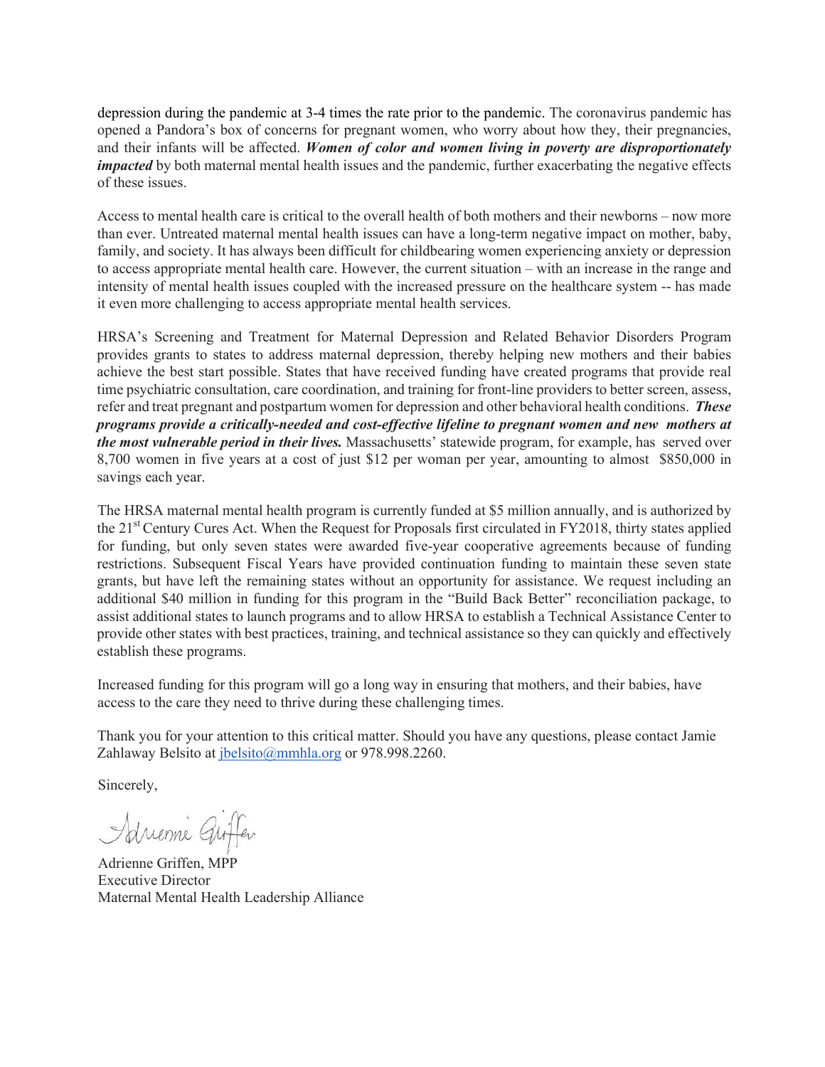depression during the pandemic at 3-4 times the rate prior to the pandemic. The coronavirus pandemic has opened a Pandora's box of concerns for pregnant women, who worry about how they, their pregnancies, and their infants will be affected. ***Women of color and women living in poverty are disproportionately impacted*** by both maternal mental health issues and the pandemic, further exacerbating the negative effects of these issues.

Access to mental health care is critical to the overall health of both mothers and their newborns – now more than ever. Untreated maternal mental health issues can have a long-term negative impact on mother, baby, family, and society. It has always been difficult for childbearing women experiencing anxiety or depression to access appropriate mental health care. However, the current situation – with an increase in the range and intensity of mental health issues coupled with the increased pressure on the healthcare system -- has made it even more challenging to access appropriate mental health services.

HRSA's Screening and Treatment for Maternal Depression and Related Behavior Disorders Program provides grants to states to address maternal depression, thereby helping new mothers and their babies achieve the best start possible. States that have received funding have created programs that provide real time psychiatric consultation, care coordination, and training for front-line providers to better screen, assess, refer and treat pregnant and postpartum women for depression and other behavioral health conditions. ***These programs provide a critically-needed and cost-effective lifeline to pregnant women and new mothers at the most vulnerable period in their lives.*** Massachusetts' statewide program, for example, has served over 8,700 women in five years at a cost of just $12 per woman per year, amounting to almost $850,000 in savings each year.

The HRSA maternal mental health program is currently funded at $5 million annually, and is authorized by the 21st Century Cures Act. When the Request for Proposals first circulated in FY2018, thirty states applied for funding, but only seven states were awarded five-year cooperative agreements because of funding restrictions. Subsequent Fiscal Years have provided continuation funding to maintain these seven state grants, but have left the remaining states without an opportunity for assistance. We request including an additional $40 million in funding for this program in the "Build Back Better" reconciliation package, to assist additional states to launch programs and to allow HRSA to establish a Technical Assistance Center to provide other states with best practices, training, and technical assistance so they can quickly and effectively establish these programs.

Increased funding for this program will go a long way in ensuring that mothers, and their babies, have access to the care they need to thrive during these challenging times.

Thank you for your attention to this critical matter. Should you have any questions, please contact Jamie Zahlaway Belsito at jbelsito@mmhla.org or 978.998.2260.

Sincerely,

Adrienne Griffen

Adrienne Griffen, MPP
Executive Director
Maternal Mental Health Leadership Alliance